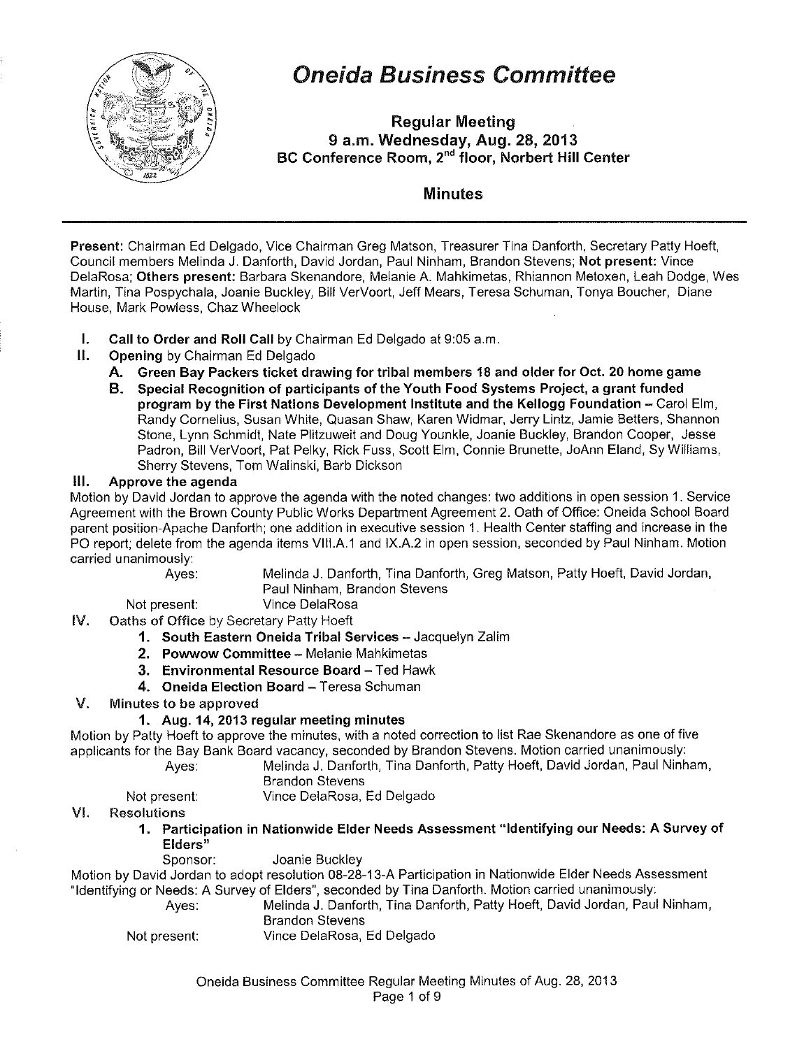# Oneida Business Committee

**Regular Meeting**
**9 a.m. Wednesday, Aug. 28, 2013**
**BC Conference Room, 2nd floor, Norbert Hill Center**

## Minutes

**Present:** Chairman Ed Delgado, Vice Chairman Greg Matson, Treasurer Tina Danforth, Secretary Patty Hoeft, Council members Melinda J. Danforth, David Jordan, Paul Ninham, Brandon Stevens; **Not present:** Vince DelaRosa; **Others present:** Barbara Skenandore, Melanie A. Mahkimetas, Rhiannon Metoxen, Leah Dodge, Wes Martin, Tina Pospychala, Joanie Buckley, Bill VerVoort, Jeff Mears, Teresa Schuman, Tonya Boucher, Diane House, Mark Powless, Chaz Wheelock

I. **Call to Order and Roll Call** by Chairman Ed Delgado at 9:05 a.m.

II. **Opening** by Chairman Ed Delgado
   A. **Green Bay Packers ticket drawing for tribal members 18 and older for Oct. 20 home game**
   B. **Special Recognition of participants of the Youth Food Systems Project, a grant funded program by the First Nations Development Institute and the Kellogg Foundation** – Carol Elm, Randy Cornelius, Susan White, Quasan Shaw, Karen Widmar, Jerry Lintz, Jamie Betters, Shannon Stone, Lynn Schmidt, Nate Plitzuweit and Doug Younkle, Joanie Buckley, Brandon Cooper, Jesse Padron, Bill VerVoort, Pat Pelky, Rick Fuss, Scott Elm, Connie Brunette, JoAnn Eland, Sy Williams, Sherry Stevens, Tom Walinski, Barb Dickson

III. **Approve the agenda**

Motion by David Jordan to approve the agenda with the noted changes: two additions in open session 1. Service Agreement with the Brown County Public Works Department Agreement 2. Oath of Office: Oneida School Board parent position-Apache Danforth; one addition in executive session 1. Health Center staffing and increase in the PO report; delete from the agenda items VIII.A.1 and IX.A.2 in open session, seconded by Paul Ninham. Motion carried unanimously:

Ayes: Melinda J. Danforth, Tina Danforth, Greg Matson, Patty Hoeft, David Jordan, Paul Ninham, Brandon Stevens
Not present: Vince DelaRosa

IV. Oaths of Office by Secretary Patty Hoeft
   1. **South Eastern Oneida Tribal Services** – Jacquelyn Zalim
   2. **Powwow Committee** – Melanie Mahkimetas
   3. **Environmental Resource Board** – Ted Hawk
   4. **Oneida Election Board** – Teresa Schuman

V. Minutes to be approved
   1. **Aug. 14, 2013 regular meeting minutes**

Motion by Patty Hoeft to approve the minutes, with a noted correction to list Rae Skenandore as one of five applicants for the Bay Bank Board vacancy, seconded by Brandon Stevens. Motion carried unanimously:

Ayes: Melinda J. Danforth, Tina Danforth, Patty Hoeft, David Jordan, Paul Ninham, Brandon Stevens
Not present: Vince DelaRosa, Ed Delgado

VI. Resolutions
   1. **Participation in Nationwide Elder Needs Assessment "Identifying our Needs: A Survey of Elders"**
      Sponsor: Joanie Buckley

Motion by David Jordan to adopt resolution 08-28-13-A Participation in Nationwide Elder Needs Assessment "Identifying or Needs: A Survey of Elders", seconded by Tina Danforth. Motion carried unanimously:

Ayes: Melinda J. Danforth, Tina Danforth, Patty Hoeft, David Jordan, Paul Ninham, Brandon Stevens
Not present: Vince DelaRosa, Ed Delgado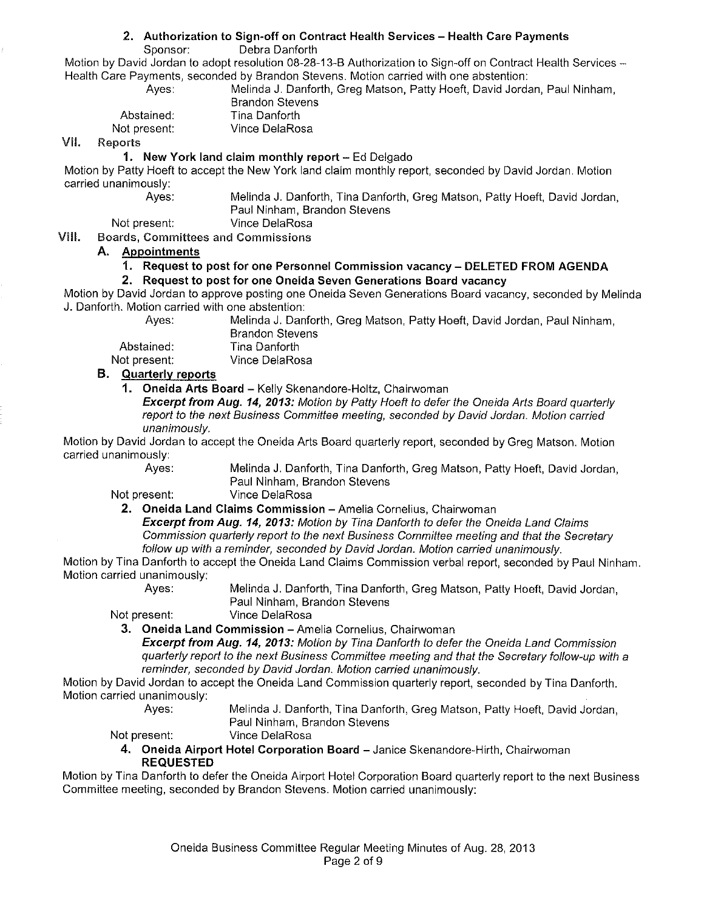**2. Authorization to Sign-off on Contract Health Services – Health Care Payments**
Sponsor: Debra Danforth

Motion by David Jordan to adopt resolution 08-28-13-B Authorization to Sign-off on Contract Health Services – Health Care Payments, seconded by Brandon Stevens. Motion carried with one abstention:

Ayes: Melinda J. Danforth, Greg Matson, Patty Hoeft, David Jordan, Paul Ninham, Brandon Stevens
Abstained: Tina Danforth
Not present: Vince DelaRosa

## VII. Reports

**1. New York land claim monthly report** – Ed Delgado

Motion by Patty Hoeft to accept the New York land claim monthly report, seconded by David Jordan. Motion carried unanimously:

Ayes: Melinda J. Danforth, Tina Danforth, Greg Matson, Patty Hoeft, David Jordan, Paul Ninham, Brandon Stevens
Not present: Vince DelaRosa

## VIII. Boards, Committees and Commissions

### A. Appointments

**1. Request to post for one Personnel Commission vacancy – DELETED FROM AGENDA**

**2. Request to post for one Oneida Seven Generations Board vacancy**

Motion by David Jordan to approve posting one Oneida Seven Generations Board vacancy, seconded by Melinda J. Danforth. Motion carried with one abstention:

Ayes: Melinda J. Danforth, Greg Matson, Patty Hoeft, David Jordan, Paul Ninham, Brandon Stevens
Abstained: Tina Danforth
Not present: Vince DelaRosa

### B. Quarterly reports

**1. Oneida Arts Board** – Kelly Skenandore-Holtz, Chairwoman

***Excerpt from Aug. 14, 2013:*** *Motion by Patty Hoeft to defer the Oneida Arts Board quarterly report to the next Business Committee meeting, seconded by David Jordan. Motion carried unanimously.*

Motion by David Jordan to accept the Oneida Arts Board quarterly report, seconded by Greg Matson. Motion carried unanimously:

Ayes: Melinda J. Danforth, Tina Danforth, Greg Matson, Patty Hoeft, David Jordan, Paul Ninham, Brandon Stevens
Not present: Vince DelaRosa

**2. Oneida Land Claims Commission** – Amelia Cornelius, Chairwoman

***Excerpt from Aug. 14, 2013:*** *Motion by Tina Danforth to defer the Oneida Land Claims Commission quarterly report to the next Business Committee meeting and that the Secretary follow up with a reminder, seconded by David Jordan. Motion carried unanimously.*

Motion by Tina Danforth to accept the Oneida Land Claims Commission verbal report, seconded by Paul Ninham. Motion carried unanimously:

Ayes: Melinda J. Danforth, Tina Danforth, Greg Matson, Patty Hoeft, David Jordan, Paul Ninham, Brandon Stevens
Not present: Vince DelaRosa

**3. Oneida Land Commission** – Amelia Cornelius, Chairwoman

***Excerpt from Aug. 14, 2013:*** *Motion by Tina Danforth to defer the Oneida Land Commission quarterly report to the next Business Committee meeting and that the Secretary follow-up with a reminder, seconded by David Jordan. Motion carried unanimously.*

Motion by David Jordan to accept the Oneida Land Commission quarterly report, seconded by Tina Danforth. Motion carried unanimously:

Ayes: Melinda J. Danforth, Tina Danforth, Greg Matson, Patty Hoeft, David Jordan, Paul Ninham, Brandon Stevens
Not present: Vince DelaRosa

**4. Oneida Airport Hotel Corporation Board** – Janice Skenandore-Hirth, Chairwoman **REQUESTED**

Motion by Tina Danforth to defer the Oneida Airport Hotel Corporation Board quarterly report to the next Business Committee meeting, seconded by Brandon Stevens. Motion carried unanimously: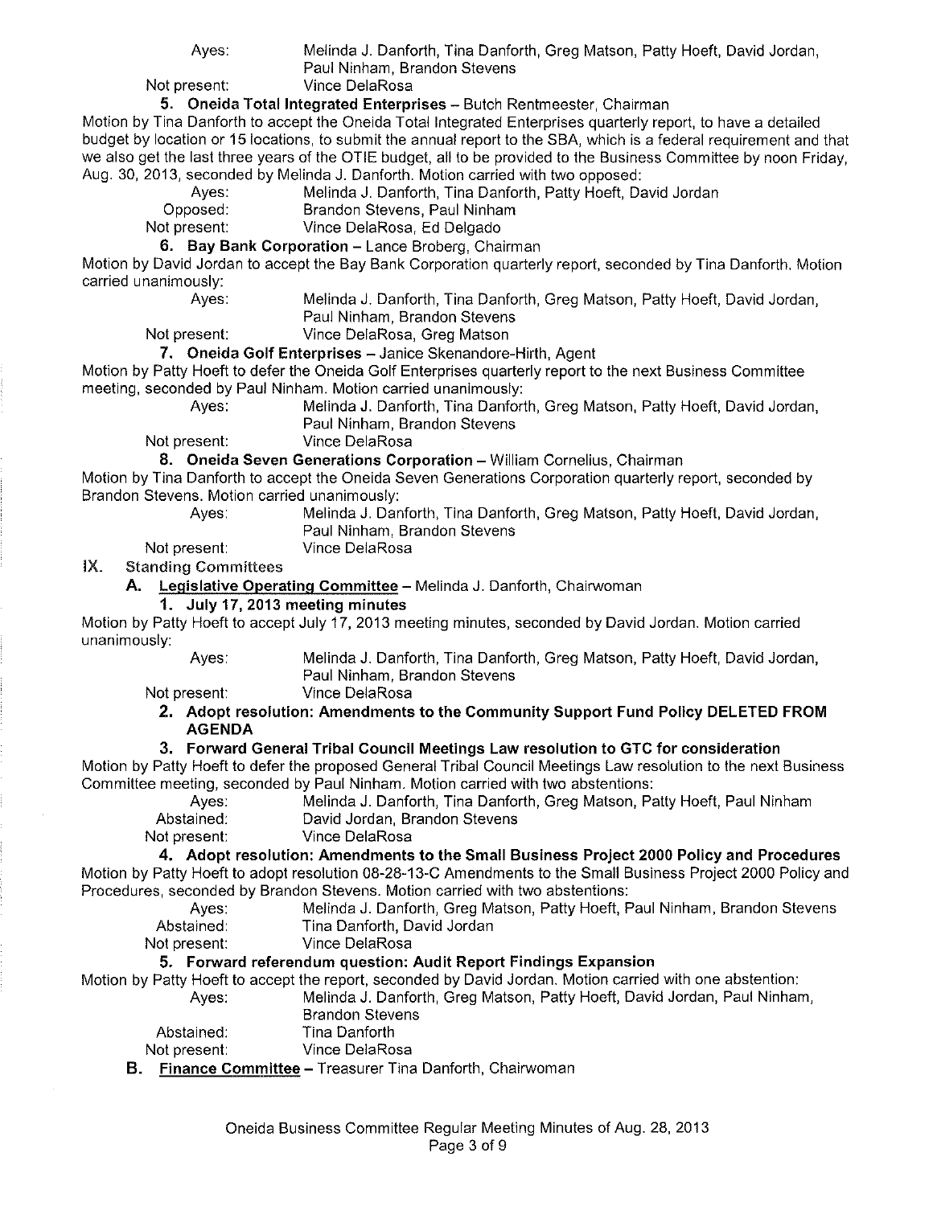Ayes: Melinda J. Danforth, Tina Danforth, Greg Matson, Patty Hoeft, David Jordan, Paul Ninham, Brandon Stevens
Not present: Vince DelaRosa

**5. Oneida Total Integrated Enterprises** – Butch Rentmeester, Chairman

Motion by Tina Danforth to accept the Oneida Total Integrated Enterprises quarterly report, to have a detailed budget by location or 15 locations, to submit the annual report to the SBA, which is a federal requirement and that we also get the last three years of the OTIE budget, all to be provided to the Business Committee by noon Friday, Aug. 30, 2013, seconded by Melinda J. Danforth. Motion carried with two opposed:

Ayes: Melinda J. Danforth, Tina Danforth, Patty Hoeft, David Jordan
Opposed: Brandon Stevens, Paul Ninham
Not present: Vince DelaRosa, Ed Delgado

**6. Bay Bank Corporation** – Lance Broberg, Chairman

Motion by David Jordan to accept the Bay Bank Corporation quarterly report, seconded by Tina Danforth. Motion carried unanimously:

Ayes: Melinda J. Danforth, Tina Danforth, Greg Matson, Patty Hoeft, David Jordan, Paul Ninham, Brandon Stevens
Not present: Vince DelaRosa, Greg Matson

**7. Oneida Golf Enterprises** – Janice Skenandore-Hirth, Agent

Motion by Patty Hoeft to defer the Oneida Golf Enterprises quarterly report to the next Business Committee meeting, seconded by Paul Ninham. Motion carried unanimously:

Ayes: Melinda J. Danforth, Tina Danforth, Greg Matson, Patty Hoeft, David Jordan, Paul Ninham, Brandon Stevens
Not present: Vince DelaRosa

**8. Oneida Seven Generations Corporation** – William Cornelius, Chairman

Motion by Tina Danforth to accept the Oneida Seven Generations Corporation quarterly report, seconded by Brandon Stevens. Motion carried unanimously:

Ayes: Melinda J. Danforth, Tina Danforth, Greg Matson, Patty Hoeft, David Jordan, Paul Ninham, Brandon Stevens
Not present: Vince DelaRosa

## IX. Standing Committees

### A. Legislative Operating Committee – Melinda J. Danforth, Chairwoman

**1. July 17, 2013 meeting minutes**

Motion by Patty Hoeft to accept July 17, 2013 meeting minutes, seconded by David Jordan. Motion carried unanimously:

Ayes: Melinda J. Danforth, Tina Danforth, Greg Matson, Patty Hoeft, David Jordan, Paul Ninham, Brandon Stevens
Not present: Vince DelaRosa

**2. Adopt resolution: Amendments to the Community Support Fund Policy DELETED FROM AGENDA**

**3. Forward General Tribal Council Meetings Law resolution to GTC for consideration**

Motion by Patty Hoeft to defer the proposed General Tribal Council Meetings Law resolution to the next Business Committee meeting, seconded by Paul Ninham. Motion carried with two abstentions:

Ayes: Melinda J. Danforth, Tina Danforth, Greg Matson, Patty Hoeft, Paul Ninham
Abstained: David Jordan, Brandon Stevens
Not present: Vince DelaRosa

**4. Adopt resolution: Amendments to the Small Business Project 2000 Policy and Procedures**

Motion by Patty Hoeft to adopt resolution 08-28-13-C Amendments to the Small Business Project 2000 Policy and Procedures, seconded by Brandon Stevens. Motion carried with two abstentions:

Ayes: Melinda J. Danforth, Greg Matson, Patty Hoeft, Paul Ninham, Brandon Stevens
Abstained: Tina Danforth, David Jordan
Not present: Vince DelaRosa

**5. Forward referendum question: Audit Report Findings Expansion**

Motion by Patty Hoeft to accept the report, seconded by David Jordan. Motion carried with one abstention:

Ayes: Melinda J. Danforth, Greg Matson, Patty Hoeft, David Jordan, Paul Ninham, Brandon Stevens
Abstained: Tina Danforth
Not present: Vince DelaRosa

### B. Finance Committee – Treasurer Tina Danforth, Chairwoman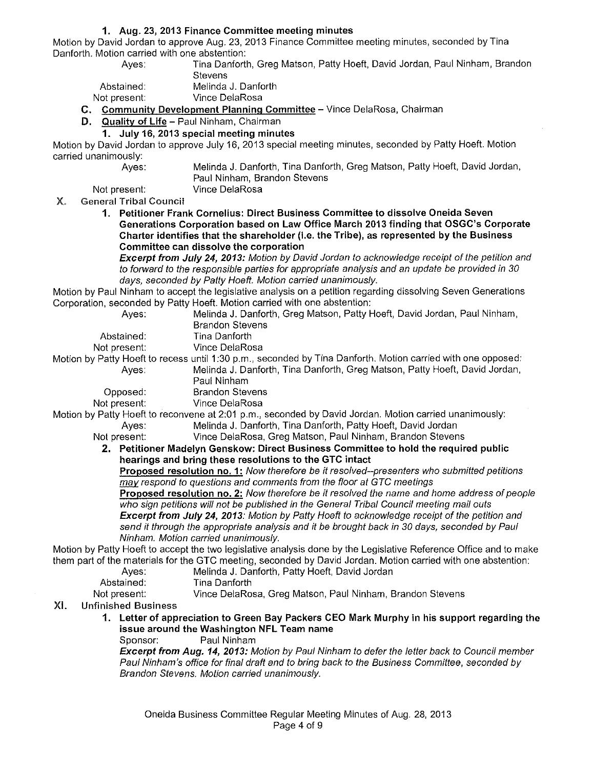**1. Aug. 23, 2013 Finance Committee meeting minutes**

Motion by David Jordan to approve Aug. 23, 2013 Finance Committee meeting minutes, seconded by Tina Danforth. Motion carried with one abstention:

Ayes: Tina Danforth, Greg Matson, Patty Hoeft, David Jordan, Paul Ninham, Brandon Stevens
Abstained: Melinda J. Danforth
Not present: Vince DelaRosa

**C. Community Development Planning Committee** – Vince DelaRosa, Chairman

**D. Quality of Life** – Paul Ninham, Chairman

**1. July 16, 2013 special meeting minutes**

Motion by David Jordan to approve July 16, 2013 special meeting minutes, seconded by Patty Hoeft. Motion carried unanimously:

Ayes: Melinda J. Danforth, Tina Danforth, Greg Matson, Patty Hoeft, David Jordan, Paul Ninham, Brandon Stevens
Not present: Vince DelaRosa

## X. General Tribal Council

**1. Petitioner Frank Cornelius: Direct Business Committee to dissolve Oneida Seven Generations Corporation based on Law Office March 2013 finding that OSGC's Corporate Charter identifies that the shareholder (i.e. the Tribe), as represented by the Business Committee can dissolve the corporation**

***Excerpt from July 24, 2013:*** *Motion by David Jordan to acknowledge receipt of the petition and to forward to the responsible parties for appropriate analysis and an update be provided in 30 days, seconded by Patty Hoeft. Motion carried unanimously.*

Motion by Paul Ninham to accept the legislative analysis on a petition regarding dissolving Seven Generations Corporation, seconded by Patty Hoeft. Motion carried with one abstention:

Ayes: Melinda J. Danforth, Greg Matson, Patty Hoeft, David Jordan, Paul Ninham, Brandon Stevens
Abstained: Tina Danforth
Not present: Vince DelaRosa

Motion by Patty Hoeft to recess until 1:30 p.m., seconded by Tina Danforth. Motion carried with one opposed:

Ayes: Melinda J. Danforth, Tina Danforth, Greg Matson, Patty Hoeft, David Jordan, Paul Ninham
Opposed: Brandon Stevens
Not present: Vince DelaRosa

Motion by Patty Hoeft to reconvene at 2:01 p.m., seconded by David Jordan. Motion carried unanimously:

Ayes: Melinda J. Danforth, Tina Danforth, Patty Hoeft, David Jordan
Not present: Vince DelaRosa, Greg Matson, Paul Ninham, Brandon Stevens

**2. Petitioner Madelyn Genskow: Direct Business Committee to hold the required public hearings and bring these resolutions to the GTC intact**

**Proposed resolution no. 1:** *Now therefore be it resolved--presenters who submitted petitions may respond to questions and comments from the floor at GTC meetings*

**Proposed resolution no. 2:** *Now therefore be it resolved the name and home address of people who sign petitions will not be published in the General Tribal Council meeting mail outs*

***Excerpt from July 24, 2013:*** *Motion by Patty Hoeft to acknowledge receipt of the petition and send it through the appropriate analysis and it be brought back in 30 days, seconded by Paul Ninham. Motion carried unanimously.*

Motion by Patty Hoeft to accept the two legislative analysis done by the Legislative Reference Office and to make them part of the materials for the GTC meeting, seconded by David Jordan. Motion carried with one abstention:

Ayes: Melinda J. Danforth, Patty Hoeft, David Jordan
Abstained: Tina Danforth
Not present: Vince DelaRosa, Greg Matson, Paul Ninham, Brandon Stevens

## XI. Unfinished Business

**1. Letter of appreciation to Green Bay Packers CEO Mark Murphy in his support regarding the issue around the Washington NFL Team name**

Sponsor: Paul Ninham

***Excerpt from Aug. 14, 2013:*** *Motion by Paul Ninham to defer the letter back to Council member Paul Ninham's office for final draft and to bring back to the Business Committee, seconded by Brandon Stevens. Motion carried unanimously.*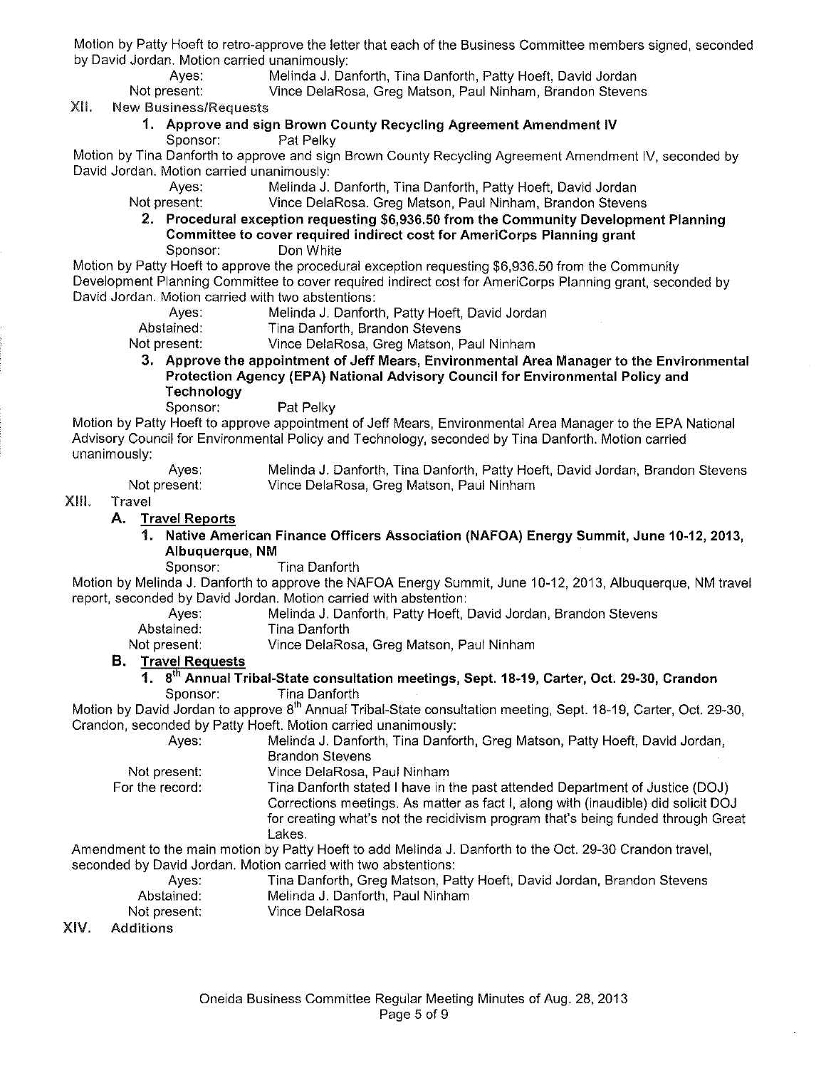Motion by Patty Hoeft to retro-approve the letter that each of the Business Committee members signed, seconded by David Jordan. Motion carried unanimously:

Ayes: Melinda J. Danforth, Tina Danforth, Patty Hoeft, David Jordan
Not present: Vince DelaRosa, Greg Matson, Paul Ninham, Brandon Stevens

## XII. New Business/Requests

### 1. Approve and sign Brown County Recycling Agreement Amendment IV

Sponsor: Pat Pelky

Motion by Tina Danforth to approve and sign Brown County Recycling Agreement Amendment IV, seconded by David Jordan. Motion carried unanimously:

Ayes: Melinda J. Danforth, Tina Danforth, Patty Hoeft, David Jordan
Not present: Vince DelaRosa. Greg Matson, Paul Ninham, Brandon Stevens

### 2. Procedural exception requesting $6,936.50 from the Community Development Planning Committee to cover required indirect cost for AmeriCorps Planning grant

Sponsor: Don White

Motion by Patty Hoeft to approve the procedural exception requesting $6,936.50 from the Community Development Planning Committee to cover required indirect cost for AmeriCorps Planning grant, seconded by David Jordan. Motion carried with two abstentions:

Ayes: Melinda J. Danforth, Patty Hoeft, David Jordan
Abstained: Tina Danforth, Brandon Stevens
Not present: Vince DelaRosa, Greg Matson, Paul Ninham

### 3. Approve the appointment of Jeff Mears, Environmental Area Manager to the Environmental Protection Agency (EPA) National Advisory Council for Environmental Policy and Technology

Sponsor: Pat Pelky

Motion by Patty Hoeft to approve appointment of Jeff Mears, Environmental Area Manager to the EPA National Advisory Council for Environmental Policy and Technology, seconded by Tina Danforth. Motion carried unanimously:

Ayes: Melinda J. Danforth, Tina Danforth, Patty Hoeft, David Jordan, Brandon Stevens
Not present: Vince DelaRosa, Greg Matson, Paul Ninham

## XIII. Travel

### A. Travel Reports

#### 1. Native American Finance Officers Association (NAFOA) Energy Summit, June 10-12, 2013, Albuquerque, NM

Sponsor: Tina Danforth

Motion by Melinda J. Danforth to approve the NAFOA Energy Summit, June 10-12, 2013, Albuquerque, NM travel report, seconded by David Jordan. Motion carried with abstention:

Ayes: Melinda J. Danforth, Patty Hoeft, David Jordan, Brandon Stevens
Abstained: Tina Danforth
Not present: Vince DelaRosa, Greg Matson, Paul Ninham

### B. Travel Requests

#### 1. 8th Annual Tribal-State consultation meetings, Sept. 18-19, Carter, Oct. 29-30, Crandon

Sponsor: Tina Danforth

Motion by David Jordan to approve 8th Annual Tribal-State consultation meeting, Sept. 18-19, Carter, Oct. 29-30, Crandon, seconded by Patty Hoeft. Motion carried unanimously:

Ayes: Melinda J. Danforth, Tina Danforth, Greg Matson, Patty Hoeft, David Jordan, Brandon Stevens
Not present: Vince DelaRosa, Paul Ninham
For the record: Tina Danforth stated I have in the past attended Department of Justice (DOJ) Corrections meetings. As matter as fact I, along with (inaudible) did solicit DOJ for creating what's not the recidivism program that's being funded through Great Lakes.

Amendment to the main motion by Patty Hoeft to add Melinda J. Danforth to the Oct. 29-30 Crandon travel, seconded by David Jordan. Motion carried with two abstentions:

Ayes: Tina Danforth, Greg Matson, Patty Hoeft, David Jordan, Brandon Stevens
Abstained: Melinda J. Danforth, Paul Ninham
Not present: Vince DelaRosa

## XIV. Additions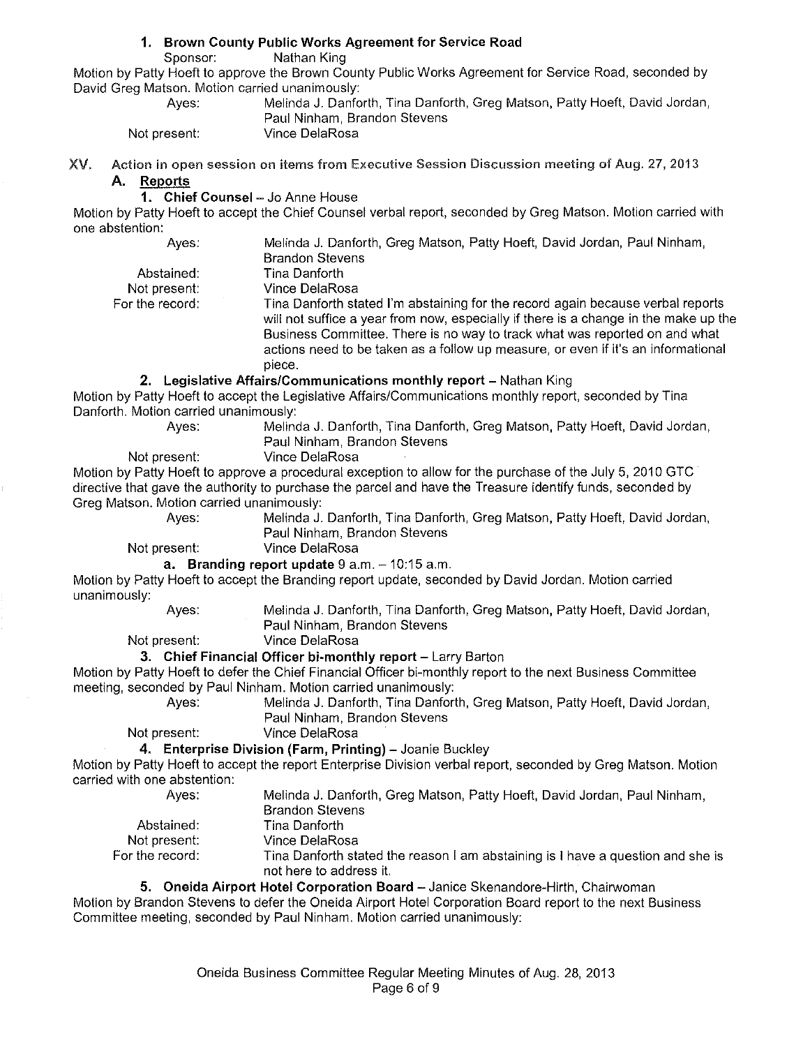### 1. Brown County Public Works Agreement for Service Road

Sponsor: Nathan King

Motion by Patty Hoeft to approve the Brown County Public Works Agreement for Service Road, seconded by David Greg Matson. Motion carried unanimously:

Ayes: Melinda J. Danforth, Tina Danforth, Greg Matson, Patty Hoeft, David Jordan, Paul Ninham, Brandon Stevens

Not present: Vince DelaRosa

## XV. Action in open session on items from Executive Session Discussion meeting of Aug. 27, 2013

### A. Reports

#### 1. Chief Counsel – Jo Anne House

Motion by Patty Hoeft to accept the Chief Counsel verbal report, seconded by Greg Matson. Motion carried with one abstention:

Ayes: Melinda J. Danforth, Greg Matson, Patty Hoeft, David Jordan, Paul Ninham, Brandon Stevens

Abstained: Tina Danforth

Not present: Vince DelaRosa

For the record: Tina Danforth stated I'm abstaining for the record again because verbal reports will not suffice a year from now, especially if there is a change in the make up the Business Committee. There is no way to track what was reported on and what actions need to be taken as a follow up measure, or even if it's an informational piece.

#### 2. Legislative Affairs/Communications monthly report – Nathan King

Motion by Patty Hoeft to accept the Legislative Affairs/Communications monthly report, seconded by Tina Danforth. Motion carried unanimously:

Ayes: Melinda J. Danforth, Tina Danforth, Greg Matson, Patty Hoeft, David Jordan, Paul Ninham, Brandon Stevens

Not present: Vince DelaRosa

Motion by Patty Hoeft to approve a procedural exception to allow for the purchase of the July 5, 2010 GTC directive that gave the authority to purchase the parcel and have the Treasure identify funds, seconded by Greg Matson. Motion carried unanimously:

Ayes: Melinda J. Danforth, Tina Danforth, Greg Matson, Patty Hoeft, David Jordan, Paul Ninham, Brandon Stevens

Not present: Vince DelaRosa

**a. Branding report update** 9 a.m. – 10:15 a.m.

Motion by Patty Hoeft to accept the Branding report update, seconded by David Jordan. Motion carried unanimously:

Ayes: Melinda J. Danforth, Tina Danforth, Greg Matson, Patty Hoeft, David Jordan, Paul Ninham, Brandon Stevens

Not present: Vince DelaRosa

#### 3. Chief Financial Officer bi-monthly report – Larry Barton

Motion by Patty Hoeft to defer the Chief Financial Officer bi-monthly report to the next Business Committee meeting, seconded by Paul Ninham. Motion carried unanimously:

Ayes: Melinda J. Danforth, Tina Danforth, Greg Matson, Patty Hoeft, David Jordan, Paul Ninham, Brandon Stevens

Not present: Vince DelaRosa

#### 4. Enterprise Division (Farm, Printing) – Joanie Buckley

Motion by Patty Hoeft to accept the report Enterprise Division verbal report, seconded by Greg Matson. Motion carried with one abstention:

Ayes: Melinda J. Danforth, Greg Matson, Patty Hoeft, David Jordan, Paul Ninham, Brandon Stevens

Abstained: Tina Danforth

Not present: Vince DelaRosa

For the record: Tina Danforth stated the reason I am abstaining is I have a question and she is not here to address it.

#### 5. Oneida Airport Hotel Corporation Board – Janice Skenandore-Hirth, Chairwoman

Motion by Brandon Stevens to defer the Oneida Airport Hotel Corporation Board report to the next Business Committee meeting, seconded by Paul Ninham. Motion carried unanimously: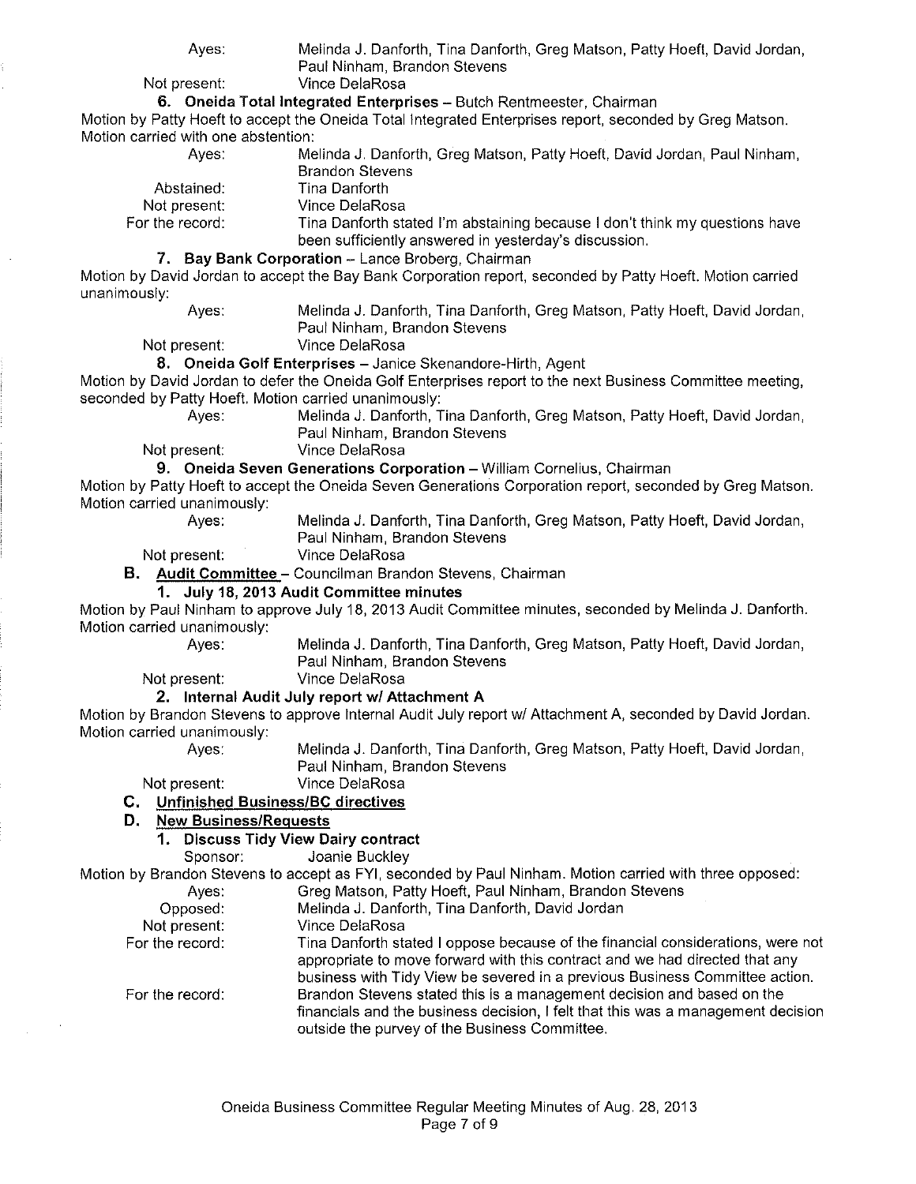Ayes: Melinda J. Danforth, Tina Danforth, Greg Matson, Patty Hoeft, David Jordan, Paul Ninham, Brandon Stevens

Not present: Vince DelaRosa

**6. Oneida Total Integrated Enterprises** – Butch Rentmeester, Chairman

Motion by Patty Hoeft to accept the Oneida Total Integrated Enterprises report, seconded by Greg Matson. Motion carried with one abstention:

Ayes: Melinda J. Danforth, Greg Matson, Patty Hoeft, David Jordan, Paul Ninham, Brandon Stevens

Abstained: Tina Danforth

Not present: Vince DelaRosa

For the record: Tina Danforth stated I'm abstaining because I don't think my questions have been sufficiently answered in yesterday's discussion.

**7. Bay Bank Corporation** – Lance Broberg, Chairman

Motion by David Jordan to accept the Bay Bank Corporation report, seconded by Patty Hoeft. Motion carried unanimously:

Ayes: Melinda J. Danforth, Tina Danforth, Greg Matson, Patty Hoeft, David Jordan, Paul Ninham, Brandon Stevens

Not present: Vince DelaRosa

**8. Oneida Golf Enterprises** – Janice Skenandore-Hirth, Agent

Motion by David Jordan to defer the Oneida Golf Enterprises report to the next Business Committee meeting, seconded by Patty Hoeft. Motion carried unanimously:

Ayes: Melinda J. Danforth, Tina Danforth, Greg Matson, Patty Hoeft, David Jordan, Paul Ninham, Brandon Stevens

Not present: Vince DelaRosa

**9. Oneida Seven Generations Corporation** – William Cornelius, Chairman

Motion by Patty Hoeft to accept the Oneida Seven Generations Corporation report, seconded by Greg Matson. Motion carried unanimously:

Ayes: Melinda J. Danforth, Tina Danforth, Greg Matson, Patty Hoeft, David Jordan, Paul Ninham, Brandon Stevens

Not present: Vince DelaRosa

**B. Audit Committee** – Councilman Brandon Stevens, Chairman

**1. July 18, 2013 Audit Committee minutes**

Motion by Paul Ninham to approve July 18, 2013 Audit Committee minutes, seconded by Melinda J. Danforth. Motion carried unanimously:

Ayes: Melinda J. Danforth, Tina Danforth, Greg Matson, Patty Hoeft, David Jordan, Paul Ninham, Brandon Stevens

Not present: Vince DelaRosa

**2. Internal Audit July report w/ Attachment A**

Motion by Brandon Stevens to approve Internal Audit July report w/ Attachment A, seconded by David Jordan. Motion carried unanimously:

Ayes: Melinda J. Danforth, Tina Danforth, Greg Matson, Patty Hoeft, David Jordan, Paul Ninham, Brandon Stevens

Not present: Vince DelaRosa

**C. Unfinished Business/BC directives**

**D. New Business/Requests**

**1. Discuss Tidy View Dairy contract**

Sponsor: Joanie Buckley

Motion by Brandon Stevens to accept as FYI, seconded by Paul Ninham. Motion carried with three opposed:

Ayes: Greg Matson, Patty Hoeft, Paul Ninham, Brandon Stevens

Opposed: Melinda J. Danforth, Tina Danforth, David Jordan

Not present: Vince DelaRosa

For the record: Tina Danforth stated I oppose because of the financial considerations, were not appropriate to move forward with this contract and we had directed that any business with Tidy View be severed in a previous Business Committee action.

For the record: Brandon Stevens stated this is a management decision and based on the financials and the business decision, I felt that this was a management decision outside the purvey of the Business Committee.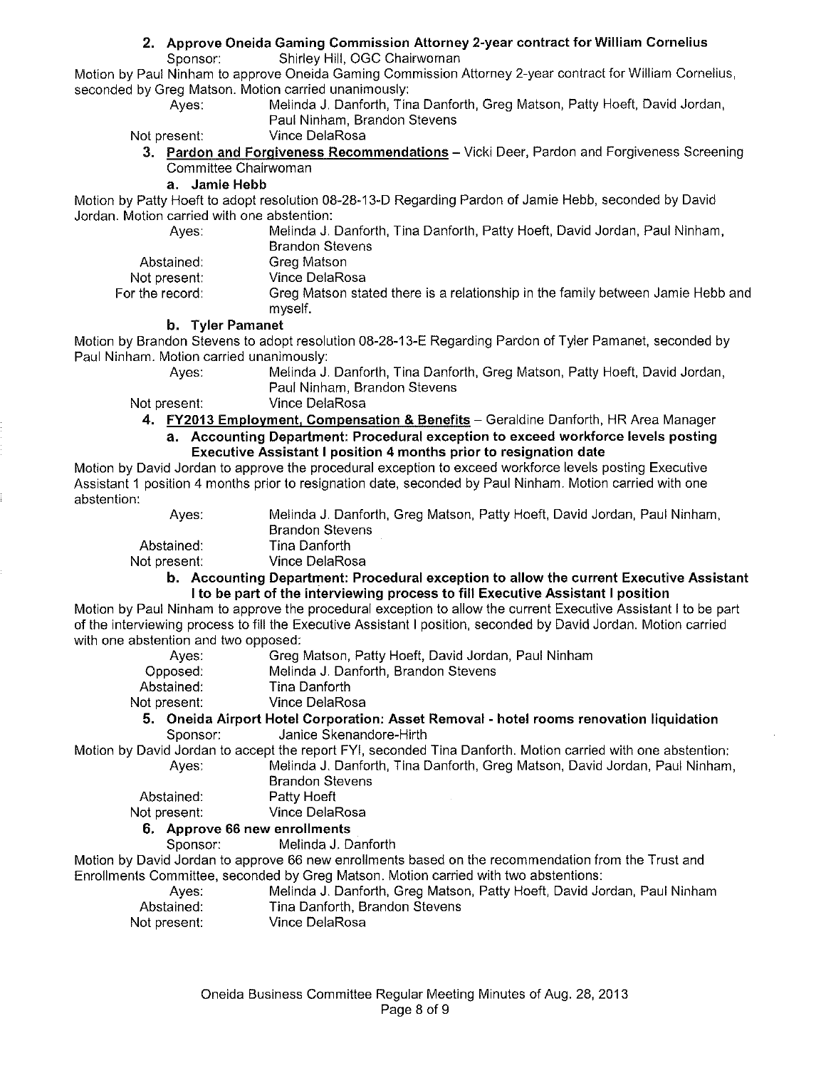**2. Approve Oneida Gaming Commission Attorney 2-year contract for William Cornelius**
Sponsor: Shirley Hill, OGC Chairwoman

Motion by Paul Ninham to approve Oneida Gaming Commission Attorney 2-year contract for William Cornelius, seconded by Greg Matson. Motion carried unanimously:

Ayes: Melinda J. Danforth, Tina Danforth, Greg Matson, Patty Hoeft, David Jordan, Paul Ninham, Brandon Stevens
Not present: Vince DelaRosa

**3. Pardon and Forgiveness Recommendations** – Vicki Deer, Pardon and Forgiveness Screening Committee Chairwoman

**a. Jamie Hebb**

Motion by Patty Hoeft to adopt resolution 08-28-13-D Regarding Pardon of Jamie Hebb, seconded by David Jordan. Motion carried with one abstention:

Ayes: Melinda J. Danforth, Tina Danforth, Patty Hoeft, David Jordan, Paul Ninham, Brandon Stevens
Abstained: Greg Matson
Not present: Vince DelaRosa
For the record: Greg Matson stated there is a relationship in the family between Jamie Hebb and myself.

**b. Tyler Pamanet**

Motion by Brandon Stevens to adopt resolution 08-28-13-E Regarding Pardon of Tyler Pamanet, seconded by Paul Ninham. Motion carried unanimously:

Ayes: Melinda J. Danforth, Tina Danforth, Greg Matson, Patty Hoeft, David Jordan, Paul Ninham, Brandon Stevens
Not present: Vince DelaRosa

**4. FY2013 Employment, Compensation & Benefits** – Geraldine Danforth, HR Area Manager

**a. Accounting Department: Procedural exception to exceed workforce levels posting Executive Assistant I position 4 months prior to resignation date**

Motion by David Jordan to approve the procedural exception to exceed workforce levels posting Executive Assistant 1 position 4 months prior to resignation date, seconded by Paul Ninham. Motion carried with one abstention:

Ayes: Melinda J. Danforth, Greg Matson, Patty Hoeft, David Jordan, Paul Ninham, Brandon Stevens
Abstained: Tina Danforth
Not present: Vince DelaRosa

**b. Accounting Department: Procedural exception to allow the current Executive Assistant I to be part of the interviewing process to fill Executive Assistant I position**

Motion by Paul Ninham to approve the procedural exception to allow the current Executive Assistant I to be part of the interviewing process to fill the Executive Assistant I position, seconded by David Jordan. Motion carried with one abstention and two opposed:

Ayes: Greg Matson, Patty Hoeft, David Jordan, Paul Ninham
Opposed: Melinda J. Danforth, Brandon Stevens
Abstained: Tina Danforth
Not present: Vince DelaRosa

**5. Oneida Airport Hotel Corporation: Asset Removal - hotel rooms renovation liquidation**
Sponsor: Janice Skenandore-Hirth

Motion by David Jordan to accept the report FYI, seconded Tina Danforth. Motion carried with one abstention:

Ayes: Melinda J. Danforth, Tina Danforth, Greg Matson, David Jordan, Paul Ninham, Brandon Stevens
Abstained: Patty Hoeft
Not present: Vince DelaRosa

**6. Approve 66 new enrollments**
Sponsor: Melinda J. Danforth

Motion by David Jordan to approve 66 new enrollments based on the recommendation from the Trust and Enrollments Committee, seconded by Greg Matson. Motion carried with two abstentions:

Ayes: Melinda J. Danforth, Greg Matson, Patty Hoeft, David Jordan, Paul Ninham
Abstained: Tina Danforth, Brandon Stevens
Not present: Vince DelaRosa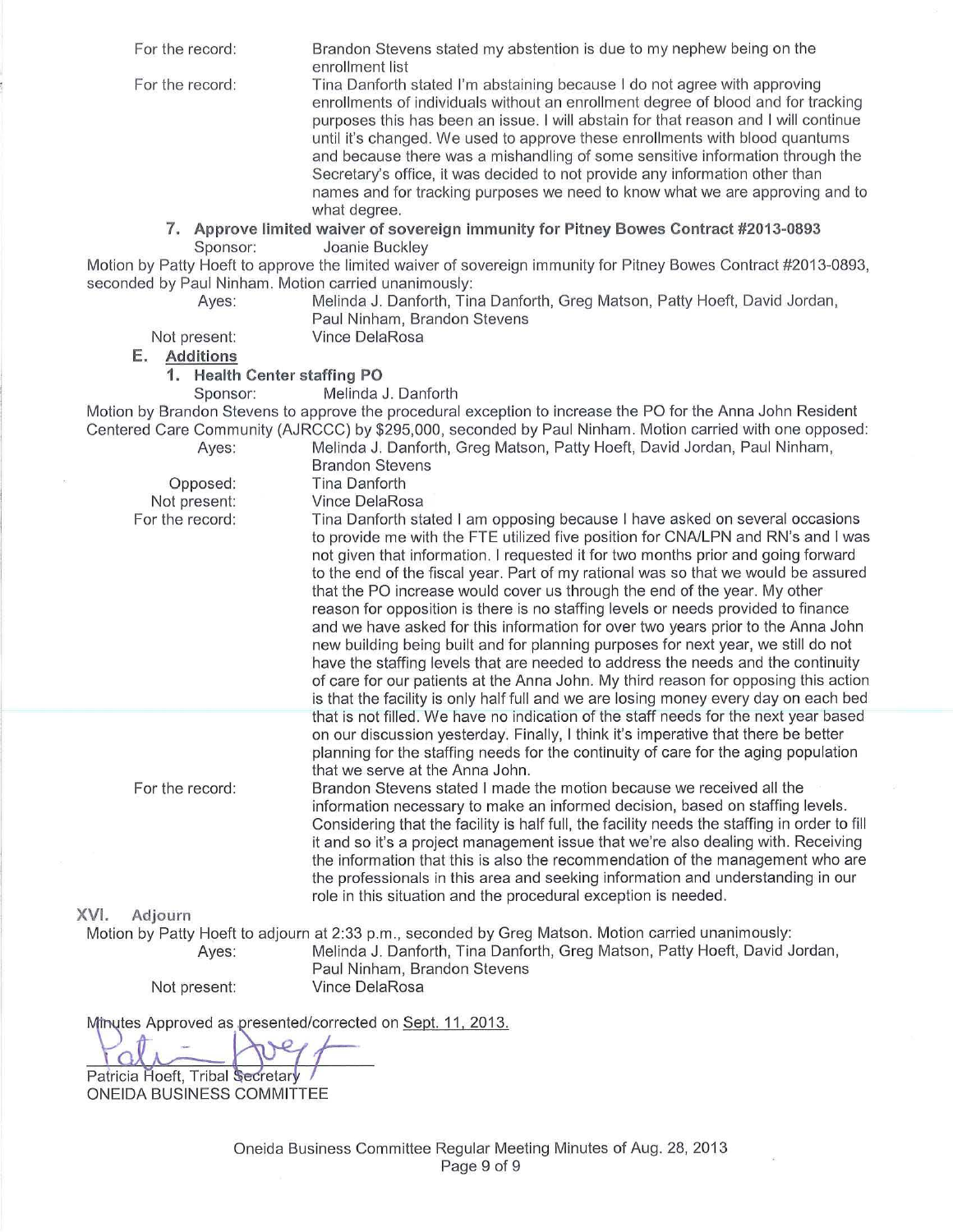For the record: Brandon Stevens stated my abstention is due to my nephew being on the enrollment list

For the record: Tina Danforth stated I'm abstaining because I do not agree with approving enrollments of individuals without an enrollment degree of blood and for tracking purposes this has been an issue. I will abstain for that reason and I will continue until it's changed. We used to approve these enrollments with blood quantums and because there was a mishandling of some sensitive information through the Secretary's office, it was decided to not provide any information other than names and for tracking purposes we need to know what we are approving and to what degree.

**7. Approve limited waiver of sovereign immunity for Pitney Bowes Contract #2013-0893**

Sponsor: Joanie Buckley

Motion by Patty Hoeft to approve the limited waiver of sovereign immunity for Pitney Bowes Contract #2013-0893, seconded by Paul Ninham. Motion carried unanimously:

Ayes: Melinda J. Danforth, Tina Danforth, Greg Matson, Patty Hoeft, David Jordan, Paul Ninham, Brandon Stevens

Not present: Vince DelaRosa

**E. Additions**

**1. Health Center staffing PO**

Sponsor: Melinda J. Danforth

Motion by Brandon Stevens to approve the procedural exception to increase the PO for the Anna John Resident Centered Care Community (AJRCCC) by $295,000, seconded by Paul Ninham. Motion carried with one opposed:

Ayes: Melinda J. Danforth, Greg Matson, Patty Hoeft, David Jordan, Paul Ninham, Brandon Stevens

Opposed: Tina Danforth

Not present: Vince DelaRosa

For the record: Tina Danforth stated I am opposing because I have asked on several occasions to provide me with the FTE utilized five position for CNA/LPN and RN's and I was not given that information. I requested it for two months prior and going forward to the end of the fiscal year. Part of my rational was so that we would be assured that the PO increase would cover us through the end of the year. My other reason for opposition is there is no staffing levels or needs provided to finance and we have asked for this information for over two years prior to the Anna John new building being built and for planning purposes for next year, we still do not have the staffing levels that are needed to address the needs and the continuity of care for our patients at the Anna John. My third reason for opposing this action is that the facility is only half full and we are losing money every day on each bed that is not filled. We have no indication of the staff needs for the next year based on our discussion yesterday. Finally, I think it's imperative that there be better planning for the staffing needs for the continuity of care for the aging population that we serve at the Anna John.

For the record: Brandon Stevens stated I made the motion because we received all the information necessary to make an informed decision, based on staffing levels. Considering that the facility is half full, the facility needs the staffing in order to fill it and so it's a project management issue that we're also dealing with. Receiving the information that this is also the recommendation of the management who are the professionals in this area and seeking information and understanding in our role in this situation and the procedural exception is needed.

## XVI. Adjourn

Motion by Patty Hoeft to adjourn at 2:33 p.m., seconded by Greg Matson. Motion carried unanimously:

Ayes: Melinda J. Danforth, Tina Danforth, Greg Matson, Patty Hoeft, David Jordan, Paul Ninham, Brandon Stevens

Not present: Vince DelaRosa

Minutes Approved as presented/corrected on Sept. 11, 2013.

Patricia Hoeft, Tribal Secretary
ONEIDA BUSINESS COMMITTEE